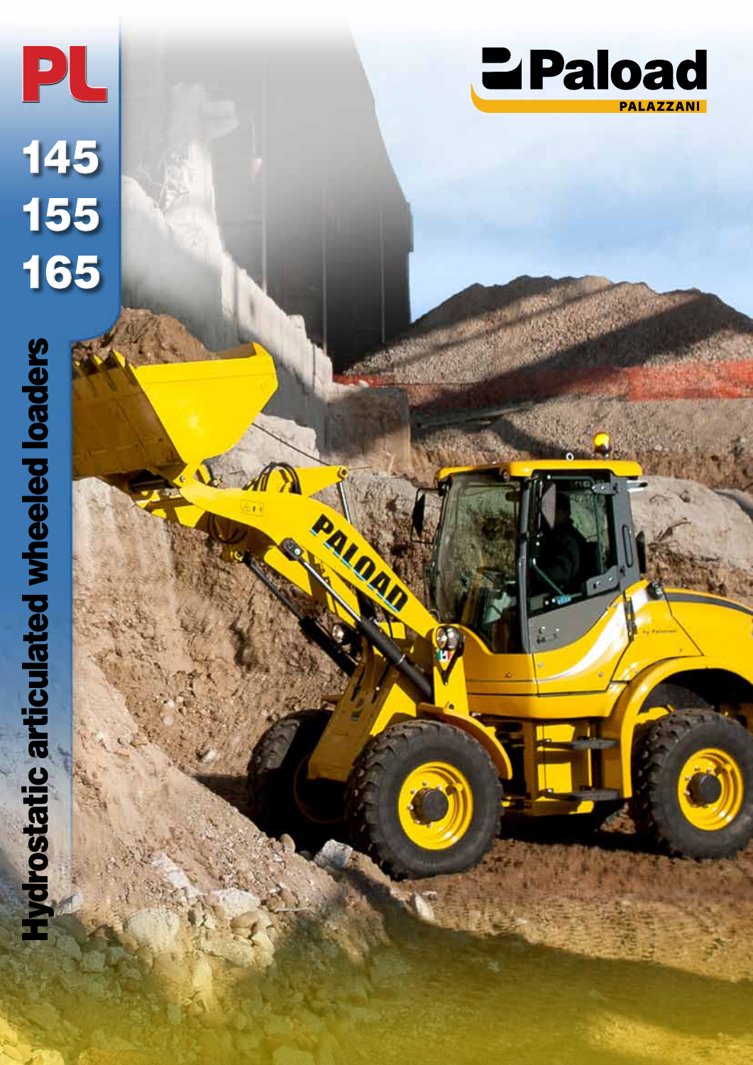# PL

## 145
## 155
## 165

**Paload**
PALAZZANI

# Hydrostatic articulated wheeled loaders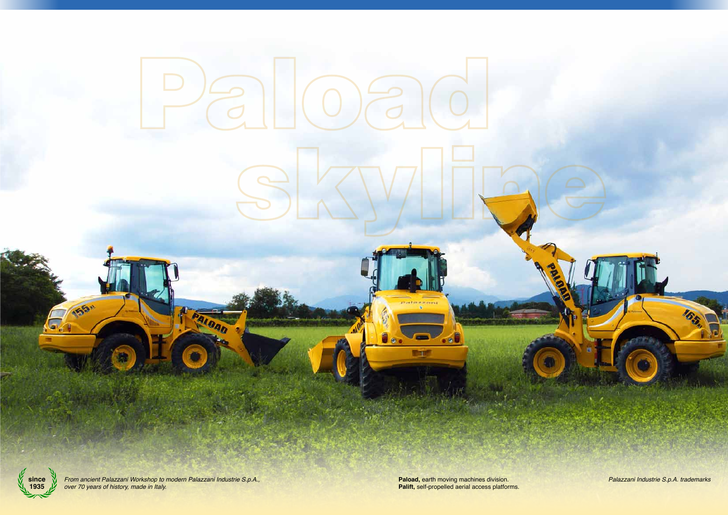# Paload skyline

since 1935

*From ancient Palazzani Workshop to modern Palazzani Industrie S.p.A., over 70 years of history, made in Italy.*

**Paload,** earth moving machines division.
**Palift,** self-propelled aerial access platforms.

*Palazzani Industrie S.p.A. trademarks*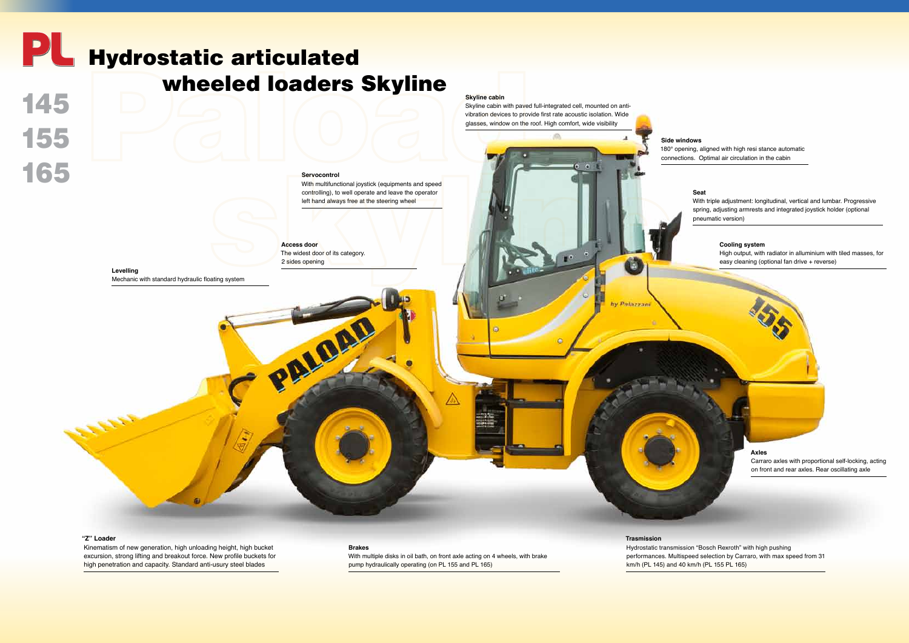# PL Hydrostatic articulated wheeled loaders Skyline

## 145
## 155
## 165

**Skyline cabin**
Skyline cabin with paved full-integrated cell, mounted on anti-vibration devices to provide first rate acoustic isolation. Wide glasses, window on the roof. High comfort, wide visibility

**Side windows**
180° opening, aligned with high resi stance automatic connections. Optimal air circulation in the cabin

**Servocontrol**
With multifunctional joystick (equipments and speed controlling), to well operate and leave the operator left hand always free at the steering wheel

**Seat**
With triple adjustment: longitudinal, vertical and lumbar. Progressive spring, adjusting armrests and integrated joystick holder (optional pneumatic version)

**Access door**
The widest door of its category. 2 sides opening

**Cooling system**
High output, with radiator in alluminium with tiled masses, for easy cleaning (optional fan drive + reverse)

**Levelling**
Mechanic with standard hydraulic floating system

**Axles**
Carraro axles with proportional self-locking, acting on front and rear axles. Rear oscillating axle

**"Z" Loader**
Kinematism of new generation, high unloading height, high bucket excursion, strong lifting and breakout force. New profile buckets for high penetration and capacity. Standard anti-usury steel blades

**Brakes**
With multiple disks in oil bath, on front axle acting on 4 wheels, with brake pump hydraulically operating (on PL 155 and PL 165)

**Trasmission**
Hydrostatic transmission "Bosch Rexroth" with high pushing performances. Multispeed selection by Carraro, with max speed from 31 km/h (PL 145) and 40 km/h (PL 155 PL 165)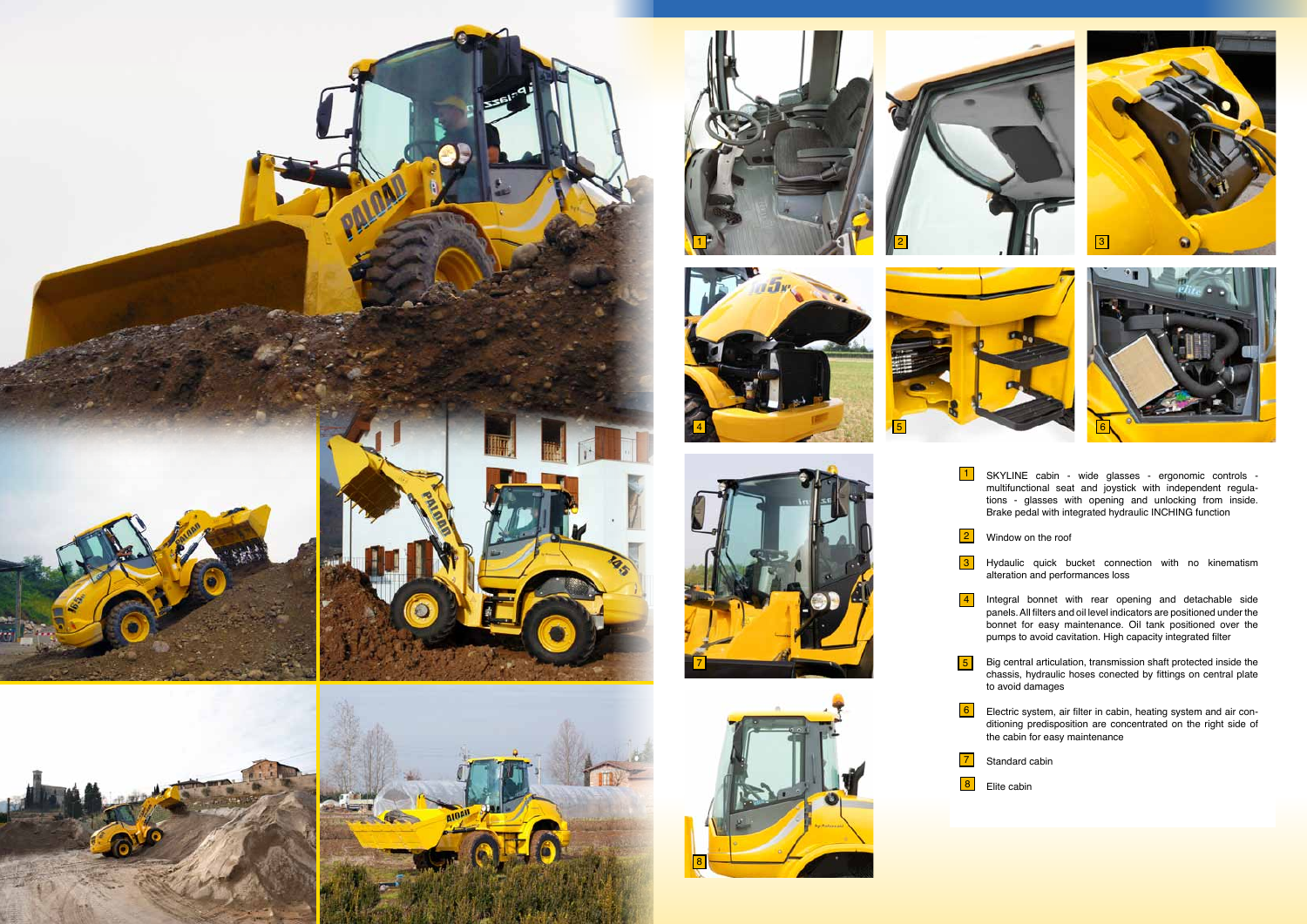1. SKYLINE cabin - wide glasses - ergonomic controls - multifunctional seat and joystick with independent regulations - glasses with opening and unlocking from inside. Brake pedal with integrated hydraulic INCHING function
2. Window on the roof
3. Hydraulic quick bucket connection with no kinematism alteration and performances loss
4. Integral bonnet with rear opening and detachable side panels. All filters and oil level indicators are positioned under the bonnet for easy maintenance. Oil tank positioned over the pumps to avoid cavitation. High capacity integrated filter
5. Big central articulation, transmission shaft protected inside the chassis, hydraulic hoses conected by fittings on central plate to avoid damages
6. Electric system, air filter in cabin, heating system and air conditioning predisposition are concentrated on the right side of the cabin for easy maintenance
7. Standard cabin
8. Elite cabin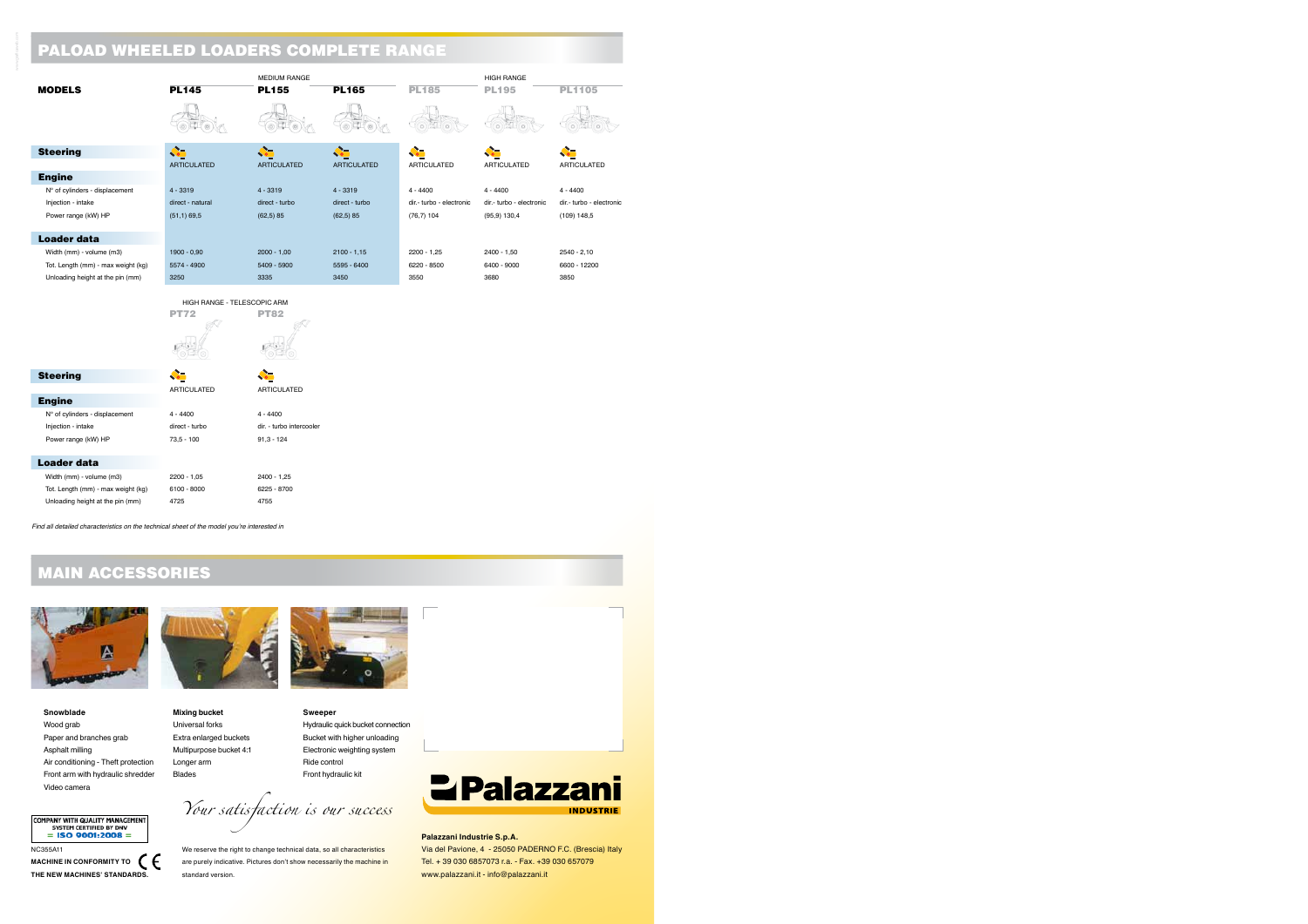# PALOAD WHEELED LOADERS COMPLETE RANGE

| MODELS | MEDIUM RANGE | | | HIGH RANGE | | |
|---|---|---|---|---|---|---|
| | PL145 | PL155 | PL165 | PL185 | PL195 | PL1105 |
| **Steering** | ARTICULATED | ARTICULATED | ARTICULATED | ARTICULATED | ARTICULATED | ARTICULATED |
| **Engine** | | | | | | |
| N° of cylinders - displacement | 4 - 3319 | 4 - 3319 | 4 - 3319 | 4 - 4400 | 4 - 4400 | 4 - 4400 |
| Injection - intake | direct - natural | direct - turbo | direct - turbo | dir.- turbo - electronic | dir.- turbo - electronic | dir.- turbo - electronic |
| Power range (kW) HP | (51,1) 69,5 | (62,5) 85 | (62,5) 85 | (76,7) 104 | (95,9) 130,4 | (109) 148,5 |
| **Loader data** | | | | | | |
| Width (mm) - volume (m3) | 1900 - 0,90 | 2000 - 1,00 | 2100 - 1,15 | 2200 - 1,25 | 2400 - 1,50 | 2540 - 2,10 |
| Tot. Length (mm) - max weight (kg) | 5574 - 4900 | 5409 - 5900 | 5595 - 6400 | 6220 - 8500 | 6400 - 9000 | 6600 - 12200 |
| Unloading height at the pin (mm) | 3250 | 3335 | 3450 | 3550 | 3680 | 3850 |

| | HIGH RANGE - TELESCOPIC ARM | |
|---|---|---|
| | PT72 | PT82 |
| **Steering** | ARTICULATED | ARTICULATED |
| **Engine** | | |
| N° of cylinders - displacement | 4 - 4400 | 4 - 4400 |
| Injection - intake | direct - turbo | dir. - turbo intercooler |
| Power range (kW) HP | 73,5 - 100 | 91,3 - 124 |
| **Loader data** | | |
| Width (mm) - volume (m3) | 2200 - 1,05 | 2400 - 1,25 |
| Tot. Length (mm) - max weight (kg) | 6100 - 8000 | 6225 - 8700 |
| Unloading height at the pin (mm) | 4725 | 4755 |

*Find all detailed characteristics on the technical sheet of the model you're interested in*

# MAIN ACCESSORIES

**Snowblade**
Wood grab
Paper and branches grab
Asphalt milling
Air conditioning - Theft protection
Front arm with hydraulic shredder
Video camera

**Mixing bucket**
Universal forks
Extra enlarged buckets
Multipurpose bucket 4:1
Longer arm
Blades

**Sweeper**
Hydraulic quick bucket connection
Bucket with higher unloading
Electronic weighting system
Ride control
Front hydraulic kit

*Your satisfaction is our success*

COMPANY WITH QUALITY MANAGEMENT SYSTEM CERTIFIED BY DNV
= ISO 9001:2008 =

NC355A11

**MACHINE IN CONFORMITY TO CE THE NEW MACHINES' STANDARDS.**

We reserve the right to change technical data, so all characteristics are purely indicative. Pictures don't show necessarily the machine in standard version.

Palazzani INDUSTRIE

**Palazzani Industrie S.p.A.**
Via del Pavione, 4 - 25050 PADERNO F.C. (Brescia) Italy
Tel. + 39 030 6857073 r.a. - Fax. +39 030 657079
www.palazzani.it - info@palazzani.it